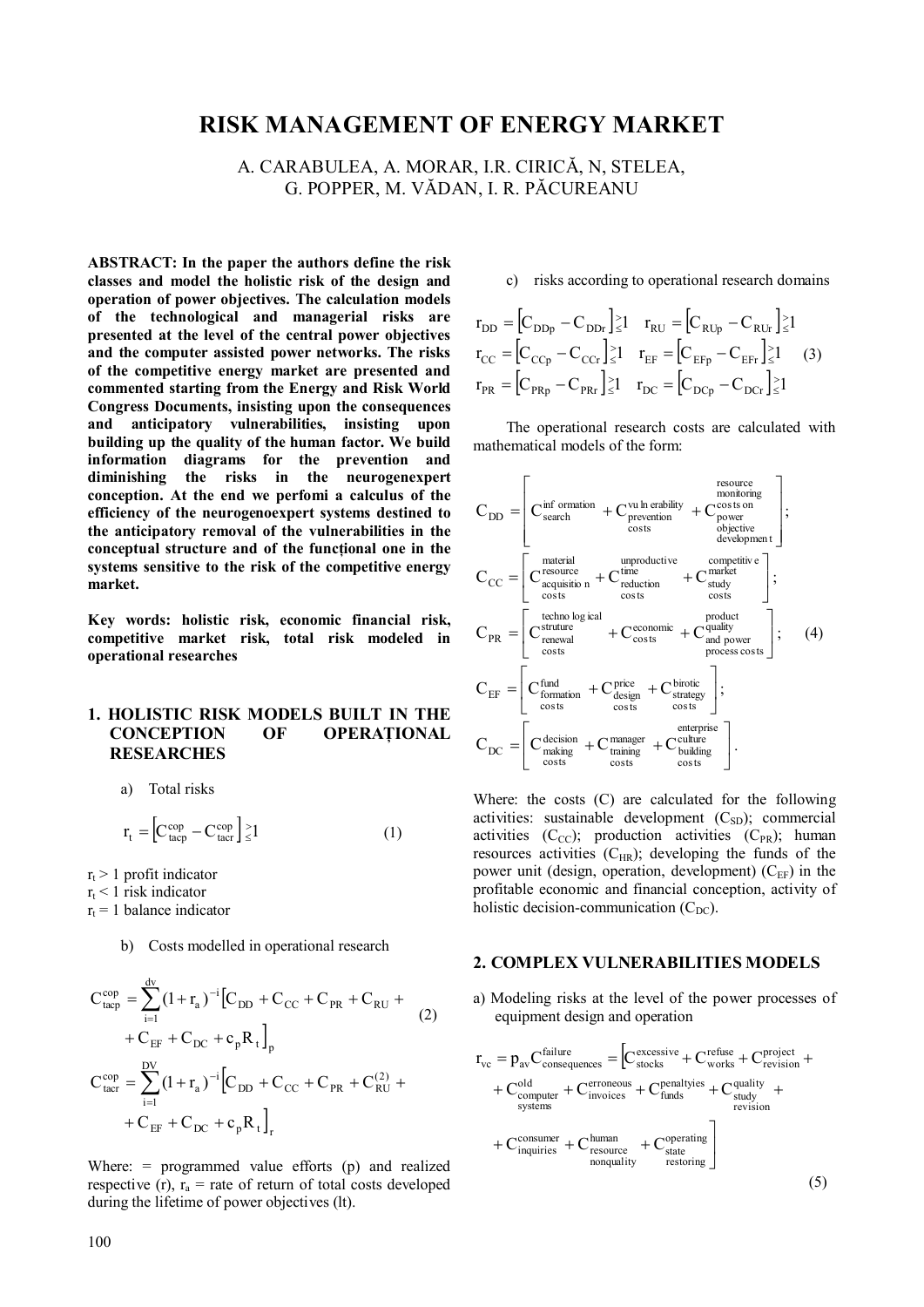# RISK MANAGEMENT OF ENERGY MARKET

A. CARABULEA, A. MORAR, I.R. CIRICĂ, N, STELEA, G. POPPER, M. VĂDAN, I. R. PĂCUREANU

**ABSTRACT: In the paper the authors define the risk classes and model the holistic risk of the design and operation of power objectives. The calculation models of the technological and managerial risks are presented at the level of the central power objectives and the computer assisted power networks. The risks of the competitive energy market are presented and commented starting from the Energy and Risk World Congress Documents, insisting upon the consequences and anticipatory vulnerabilities, insisting upon building up the quality of the human factor. We build information diagrams for the prevention and diminishing the risks in the neurogenexpert conception. At the end we perfomi a calculus of the efficiency of the neurogenoexpert systems destined to the anticipatory removal of the vulnerabilities in the conceptual structure and of the funcțional one in the systems sensitive to the risk of the competitive energy market.**

**Key words: holistic risk, economic financial risk, competitive market risk, total risk modeled in operational researches**

## 1. HOLISTIC RISK MODELS BUILT IN THE CONCEPTION OF OPERAȚIONAL RESEARCHES

a) Total risks

$$r_t = \left[C_{tacp}^{cop} - C_{tacr}^{cop}\right]_{\le}^{>} 1 \qquad (1)$$

$r_t > 1$ profit indicator
$r_t < 1$ risk indicator
$r_t = 1$ balance indicator

b) Costs modelled in operational research

$$C_{tacp}^{cop} = \sum_{i=1}^{dv} (1 + r_a)^{-i} \left[C_{DD} + C_{CC} + C_{PR} + C_{RU} + C_{EF} + C_{DC} + c_p R_t\right]_p$$
$$C_{tacr}^{cop} = \sum_{i=1}^{DV} (1 + r_a)^{-i} \left[C_{DD} + C_{CC} + C_{PR} + C_{RU}^{(2)} + C_{EF} + C_{DC} + c_p R_t\right]_r \qquad (2)$$

Where: = programmed value efforts (p) and realized respective (r), $r_a$ = rate of return of total costs developed during the lifetime of power objectives (lt).

c) risks according to operational research domains

$$r_{DD} = \left[C_{DDp} - C_{DDr}\right]_{\le}^{>} 1 \quad r_{RU} = \left[C_{RUp} - C_{RUr}\right]_{\le}^{>} 1$$
$$r_{CC} = \left[C_{CCp} - C_{CCr}\right]_{\le}^{>} 1 \quad r_{EF} = \left[C_{EFp} - C_{EFr}\right]_{\le}^{>} 1 \qquad (3)$$
$$r_{PR} = \left[C_{PRp} - C_{PRr}\right]_{\le}^{>} 1 \quad r_{DC} = \left[C_{DCp} - C_{DCr}\right]_{\le}^{>} 1$$

The operational research costs are calculated with mathematical models of the form:

$$C_{DD} = \left[C_{search}^{information} + C_{\substack{prevention\\costs}}^{vulnerability} + C_{\substack{power\\objective\\development}}^{\substack{resource\\monitoring\\costs\ on}}\right];$$
$$C_{CC} = \left[C_{\substack{acquisition\\costs}}^{\substack{material\\resource}} + C_{\substack{reduction\\costs}}^{\substack{unproductive\\time}} + C_{\substack{study\\costs}}^{\substack{competitive\\market}}\right];$$
$$C_{PR} = \left[C_{\substack{renewal\\costs}}^{\substack{technological\\struture}} + C_{costs}^{economic} + C_{\substack{and\ power\\process\ costs}}^{\substack{product\\quality}}\right]; \qquad (4)$$
$$C_{EF} = \left[C_{\substack{formation\\costs}}^{fund} + C_{\substack{design\\costs}}^{price} + C_{\substack{strategy\\costs}}^{birotic}\right];$$
$$C_{DC} = \left[C_{\substack{making\\costs}}^{decision} + C_{\substack{training\\costs}}^{manager} + C_{\substack{building\\costs}}^{\substack{enterprise\\culture}}\right].$$

Where: the costs (C) are calculated for the following activities: sustainable development ($C_{SD}$); commercial activities ($C_{CC}$); production activities ($C_{PR}$); human resources activities ($C_{HR}$); developing the funds of the power unit (design, operation, development) ($C_{EF}$) in the profitable economic and financial conception, activity of holistic decision-communication ($C_{DC}$).

## 2. COMPLEX VULNERABILITIES MODELS

a) Modeling risks at the level of the power processes of equipment design and operation

$$r_{vc} = p_{av} C_{consequences}^{failure} = \left[C_{stocks}^{excessive} + C_{works}^{refuse} + C_{revision}^{project} + C_{\substack{computer\\systems}}^{old} + C_{invoices}^{erroneous} + C_{funds}^{penaltyies} + C_{\substack{study\\revision}}^{quality} + C_{inquiries}^{consumer} + C_{\substack{resource\\nonquality}}^{human} + C_{\substack{state\\restoring}}^{operating}\right] \qquad (5)$$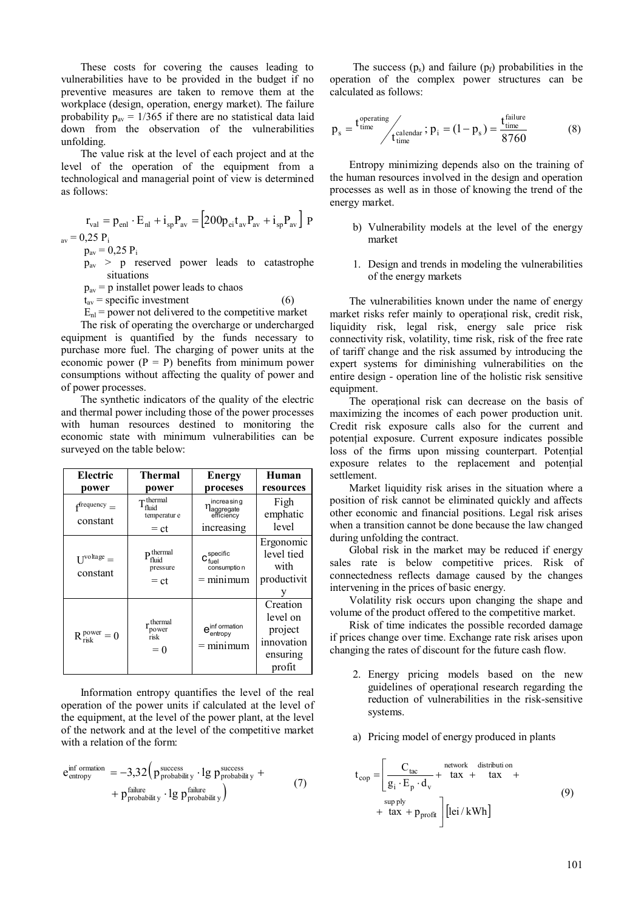These costs for covering the causes leading to vulnerabilities have to be provided in the budget if no preventive measures are taken to remove them at the workplace (design, operation, energy market). The failure probability $p_{av} = 1/365$ if there are no statistical data laid down from the observation of the vulnerabilities unfolding.

The value risk at the level of each project and at the level of the operation of the equipment from a technological and managerial point of view is determined as follows:

$$r_{val} = p_{enl} \cdot E_{nl} + i_{sp} P_{av} = \left[200 p_{ei} t_{av} P_{av} + i_{sp} P_{av}\right] \quad P_{av} = 0{,}25\ P_i \tag{6}$$

$p_{av} = 0{,}25\ P_i$

$p_{av} > p$ reserved power leads to catastrophe situations

$p_{av} = p$ installet power leads to chaos

$t_{av}$ = specific investment

$E_{nl}$ = power not delivered to the competitive market

The risk of operating the overcharge or undercharged equipment is quantified by the funds necessary to purchase more fuel. The charging of power units at the economic power (P = P) benefits from minimum power consumptions without affecting the quality of power and of power processes.

The synthetic indicators of the quality of the electric and thermal power including those of the power processes with human resources destined to monitoring the economic state with minimum vulnerabilities can be surveyed on the table below:

| Electric power | Thermal power | Energy proceses | Human resources |
|---|---|---|---|
| $f^{frequency} =$ constant | $T_{fluid\ temperature}^{thermal} = ct$ | $\eta_{aggregate\ efficiency}^{increasing}$ increasing | Figh emphatic level |
| $U^{voltage} =$ constant | $P_{fluid\ pressure}^{thermal} = ct$ | $c_{fuel\ consumption}^{specific} = minimum$ | Ergonomic level tied with productivity |
| $R_{risk}^{power} = 0$ | $r_{power\ risk}^{thermal} = 0$ | $e_{entropy}^{information} = minimum$ | Creation level on project innovation ensuring profit |

Information entropy quantifies the level of the real operation of the power units if calculated at the level of the equipment, at the level of the power plant, at the level of the network and at the level of the competitive market with a relation of the form:

$$e_{entropy}^{information} = -3{,}32\left(p_{probability}^{success} \cdot \lg p_{probability}^{success} + p_{probability}^{failure} \cdot \lg p_{probability}^{failure}\right) \tag{7}$$

The success ($p_s$) and failure ($p_f$) probabilities in the operation of the complex power structures can be calculated as follows:

$$p_s = t_{time}^{operating} \Big/ t_{time}^{calendar} \ ; \ p_i = (1 - p_s) = \frac{t_{time}^{failure}}{8760} \tag{8}$$

Entropy minimizing depends also on the training of the human resources involved in the design and operation processes as well as in those of knowing the trend of the energy market.

b) Vulnerability models at the level of the energy market

1. Design and trends in modeling the vulnerabilities of the energy markets

The vulnerabilities known under the name of energy market risks refer mainly to operațional risk, credit risk, liquidity risk, legal risk, energy sale price risk connectivity risk, volatility, time risk, risk of the free rate of tariff change and the risk assumed by introducing the expert systems for diminishing vulnerabilities on the entire design - operation line of the holistic risk sensitive equipment.

The operațional risk can decrease on the basis of maximizing the incomes of each power production unit. Credit risk exposure calls also for the current and potențial exposure. Current exposure indicates possible loss of the firms upon missing counterpart. Potențial exposure relates to the replacement and potențial settlement.

Market liquidity risk arises in the situation where a position of risk cannot be eliminated quickly and affects other economic and financial positions. Legal risk arises when a transition cannot be done because the law changed during unfolding the contract.

Global risk in the market may be reduced if energy sales rate is below competitive prices. Risk of connectedness reflects damage caused by the changes intervening in the prices of basic energy.

Volatility risk occurs upon changing the shape and volume of the product offered to the competitive market.

Risk of time indicates the possible recorded damage if prices change over time. Exchange rate risk arises upon changing the rates of discount for the future cash flow.

2. Energy pricing models based on the new guidelines of operațional research regarding the reduction of vulnerabilities in the risk-sensitive systems.

a) Pricing model of energy produced in plants

$$t_{cop} = \left[\frac{C_{tac}}{g_i \cdot E_p \cdot d_v} + \overset{network}{tax} + \overset{distribution}{tax} + \overset{supply}{tax} + p_{profit}\right] [lei/kWh] \tag{9}$$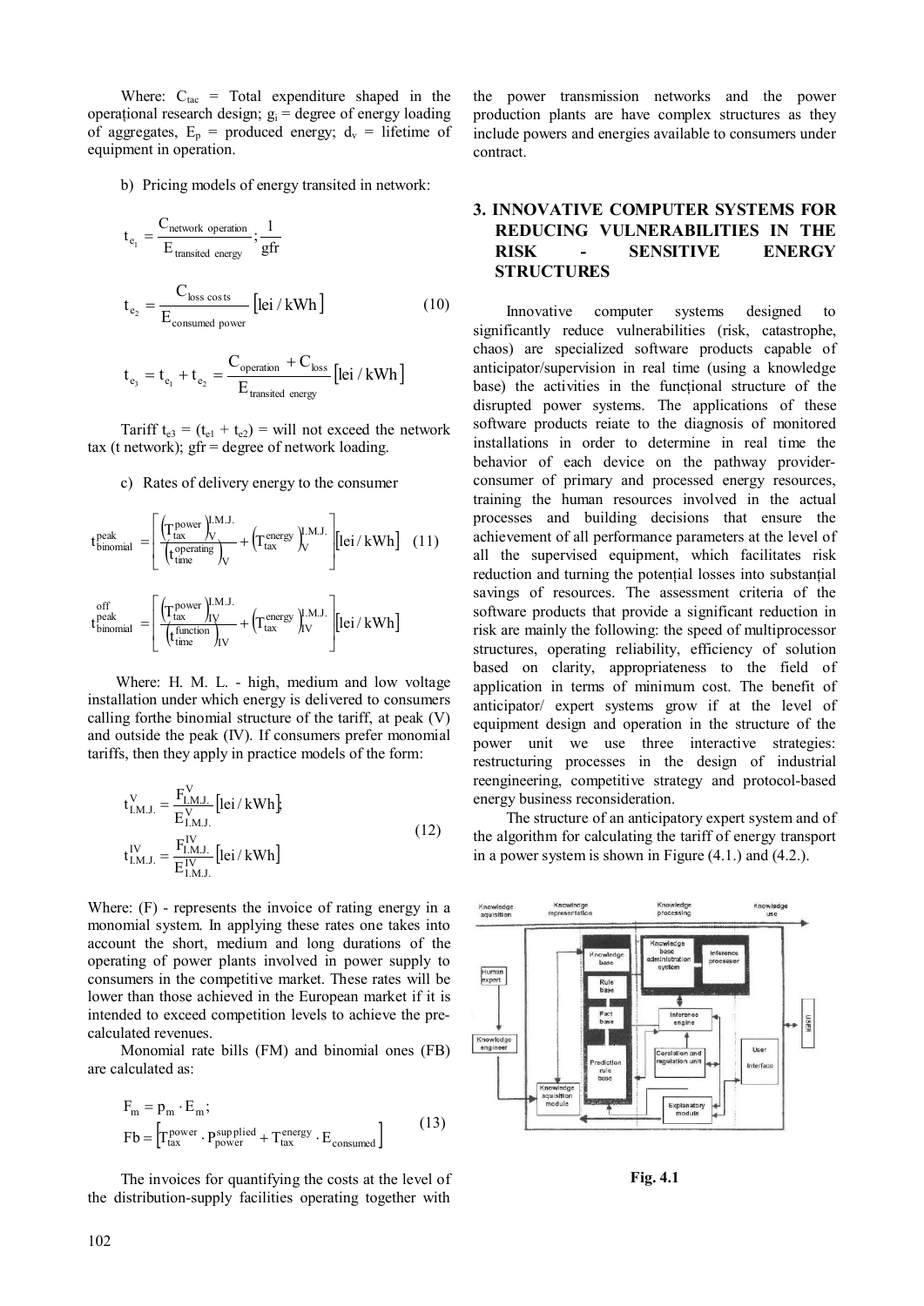Where: $C_{tac}$ = Total expenditure shaped in the operațional research design; $g_i$ = degree of energy loading of aggregates, $E_p$ = produced energy; $d_v$ = lifetime of equipment in operation.

b) Pricing models of energy transited in network:

$$t_{e_1} = \frac{C_{\text{network operation}}}{E_{\text{transited energy}}}; \frac{1}{\text{gfr}}$$

$$t_{e_2} = \frac{C_{\text{loss costs}}}{E_{\text{consumed power}}} \left[\text{lei / kWh}\right] \tag{10}$$

$$t_{e_3} = t_{e_1} + t_{e_2} = \frac{C_{\text{operation}} + C_{\text{loss}}}{E_{\text{transited energy}}} \left[\text{lei / kWh}\right]$$

Tariff $t_{e3} = (t_{e1} + t_{e2})$ = will not exceed the network tax (t network); gfr = degree of network loading.

c) Rates of delivery energy to the consumer

$$t_{\text{binomial}}^{\text{peak}} = \left[ \frac{\left(T_{\text{tax}}^{\text{power}}\right)_V^{\text{I.M.J.}}}{\left(t_{\text{time}}^{\text{operating}}\right)_V} + \left(T_{\text{tax}}^{\text{energy}}\right)_V^{\text{I.M.J.}} \right] \left[\text{lei / kWh}\right] \tag{11}$$

$$t_{\text{binomial}}^{\text{off peak}} = \left[ \frac{\left(T_{\text{tax}}^{\text{power}}\right)_{IV}^{\text{I.M.J.}}}{\left(t_{\text{time}}^{\text{function}}\right)_{IV}} + \left(T_{\text{tax}}^{\text{energy}}\right)_{IV}^{\text{I.M.J.}} \right] \left[\text{lei / kWh}\right]$$

Where: H. M. L. - high, medium and low voltage installation under which energy is delivered to consumers calling forthe binomial structure of the tariff, at peak (V) and outside the peak (IV). If consumers prefer monomial tariffs, then they apply in practice models of the form:

$$t_{\text{I.M.J.}}^{V} = \frac{F_{\text{I.M.J.}}^{V}}{E_{\text{I.M.J.}}^{V}} \left[\text{lei / kWh}\right];$$
$$t_{\text{I.M.J.}}^{IV} = \frac{F_{\text{I.M.J.}}^{IV}}{E_{\text{I.M.J.}}^{IV}} \left[\text{lei / kWh}\right] \tag{12}$$

Where: (F) - represents the invoice of rating energy in a monomial system. In applying these rates one takes into account the short, medium and long durations of the operating of power plants involved in power supply to consumers in the competitive market. These rates will be lower than those achieved in the European market if it is intended to exceed competition levels to achieve the pre-calculated revenues.

Monomial rate bills (FM) and binomial ones (FB) are calculated as:

$$F_m = p_m \cdot E_m;$$
$$Fb = \left[T_{\text{tax}}^{\text{power}} \cdot P_{\text{power}}^{\text{supplied}} + T_{\text{tax}}^{\text{energy}} \cdot E_{\text{consumed}}\right] \tag{13}$$

The invoices for quantifying the costs at the level of the distribution-supply facilities operating together with the power transmission networks and the power production plants are have complex structures as they include powers and energies available to consumers under contract.

## 3. INNOVATIVE COMPUTER SYSTEMS FOR REDUCING VULNERABILITIES IN THE RISK - SENSITIVE ENERGY STRUCTURES

Innovative computer systems designed to significantly reduce vulnerabilities (risk, catastrophe, chaos) are specialized software products capable of anticipator/supervision in real time (using a knowledge base) the activities in the funcțional structure of the disrupted power systems. The applications of these software products reiate to the diagnosis of monitored installations in order to determine in real time the behavior of each device on the pathway provider-consumer of primary and processed energy resources, training the human resources involved in the actual processes and building decisions that ensure the achievement of all performance parameters at the level of all the supervised equipment, which facilitates risk reduction and turning the potențial losses into substanțial savings of resources. The assessment criteria of the software products that provide a significant reduction in risk are mainly the following: the speed of multiprocessor structures, operating reliability, efficiency of solution based on clarity, appropriateness to the field of application in terms of minimum cost. The benefit of anticipator/ expert systems grow if at the level of equipment design and operation in the structure of the power unit we use three interactive strategies: restructuring processes in the design of industrial reengineering, competitive strategy and protocol-based energy business reconsideration.

The structure of an anticipatory expert system and of the algorithm for calculating the tariff of energy transport in a power system is shown in Figure (4.1.) and (4.2.).

**Fig. 4.1**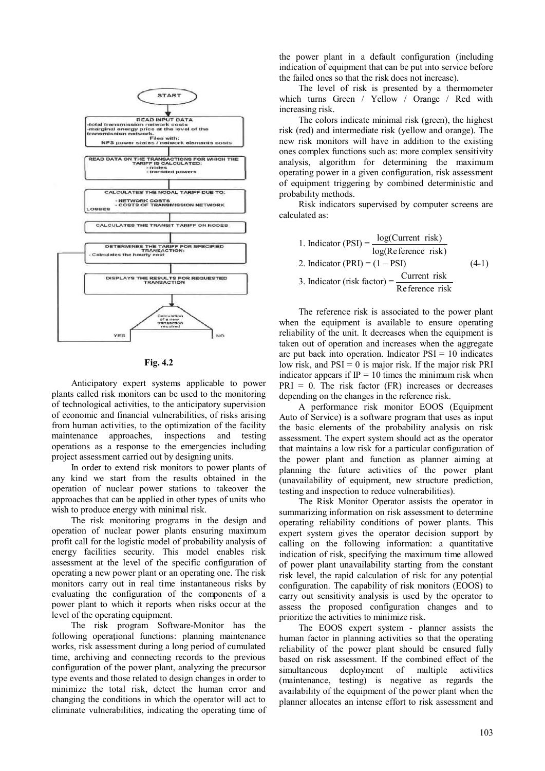START

READ INPUT DATA
-total transmission network costs
-marginal energy price at the level of the transmission network.
Files with:
NPS power states / network elements costs

READ DATA ON THE TRANSACTIONS FOR WHICH THE TARIFF IS CALCULATED:
- nodes
- transited powers

CALCULATES THE NODAL TARIFF DUE TO:
- NETWORK COSTS
- COSTS OF TRANSMISSION NETWORK LOSSES

CALCULATES THE TRANSIT TARIFF ON NODES

DETERMINES THE TARIFF FOR SPECIFIED TRANSACTION:
- Calculates the hourly cost

DISPLAYS THE RESULTS FOR REQUESTED TRANSACTION

Calculation of a new transaction required

YES NO

**Fig. 4.2**

Anticipatory expert systems applicable to power plants called risk monitors can be used to the monitoring of technological activities, to the anticipatory supervision of economic and financial vulnerabilities, of risks arising from human activities, to the optimization of the facility maintenance approaches, inspections and testing operations as a response to the emergencies including project assessment carried out by designing units.

In order to extend risk monitors to power plants of any kind we start from the results obtained in the operation of nuclear power stations to takeover the approaches that can be applied in other types of units who wish to produce energy with minimal risk.

The risk monitoring programs in the design and operation of nuclear power plants ensuring maximum profit call for the logistic model of probability analysis of energy facilities security. This model enables risk assessment at the level of the specific configuration of operating a new power plant or an operating one. The risk monitors carry out in real time instantaneous risks by evaluating the configuration of the components of a power plant to which it reports when risks occur at the level of the operating equipment.

The risk program Software-Monitor has the following operațional functions: planning maintenance works, risk assessment during a long period of cumulated time, archiving and connecting records to the previous configuration of the power plant, analyzing the precursor type events and those related to design changes in order to minimize the total risk, detect the human error and changing the conditions in which the operator will act to eliminate vulnerabilities, indicating the operating time of the power plant in a default configuration (including indication of equipment that can be put into service before the failed ones so that the risk does not increase).

The level of risk is presented by a thermometer which turns Green / Yellow / Orange / Red with increasing risk.

The colors indicate minimal risk (green), the highest risk (red) and intermediate risk (yellow and orange). The new risk monitors will have in addition to the existing ones complex functions such as: more complex sensitivity analysis, algorithm for determining the maximum operating power in a given configuration, risk assessment of equipment triggering by combined deterministic and probability methods.

Risk indicators supervised by computer screens are calculated as:

$$\begin{aligned}
&1.\ \text{Indicator (PSI)} = \frac{\log(\text{Current risk})}{\log(\text{Reference risk})} \\
&2.\ \text{Indicator (PRI)} = (1 - \text{PSI}) \qquad\qquad (4\text{-}1) \\
&3.\ \text{Indicator (risk factor)} = \frac{\text{Current risk}}{\text{Reference risk}}
\end{aligned}$$

The reference risk is associated to the power plant when the equipment is available to ensure operating reliability of the unit. It decreases when the equipment is taken out of operation and increases when the aggregate are put back into operation. Indicator PSI = 10 indicates low risk, and PSI = 0 is major risk. If the major risk PRI indicator appears if IP = 10 times the minimum risk when PRI = 0. The risk factor (FR) increases or decreases depending on the changes in the reference risk.

A performance risk monitor EOOS (Equipment Auto of Service) is a software program that uses as input the basic elements of the probability analysis on risk assessment. The expert system should act as the operator that maintains a low risk for a particular configuration of the power plant and function as planner aiming at planning the future activities of the power plant (unavailability of equipment, new structure prediction, testing and inspection to reduce vulnerabilities).

The Risk Monitor Operator assists the operator in summarizing information on risk assessment to determine operating reliability conditions of power plants. This expert system gives the operator decision support by calling on the following information: a quantitative indication of risk, specifying the maximum time allowed of power plant unavailability starting from the constant risk level, the rapid calculation of risk for any potențial configuration. The capability of risk monitors (EOOS) to carry out sensitivity analysis is used by the operator to assess the proposed configuration changes and to prioritize the activities to minimize risk.

The EOOS expert system - planner assists the human factor in planning activities so that the operating reliability of the power plant should be ensured fully based on risk assessment. If the combined effect of the simultaneous deployment of multiple activities (maintenance, testing) is negative as regards the availability of the equipment of the power plant when the planner allocates an intense effort to risk assessment and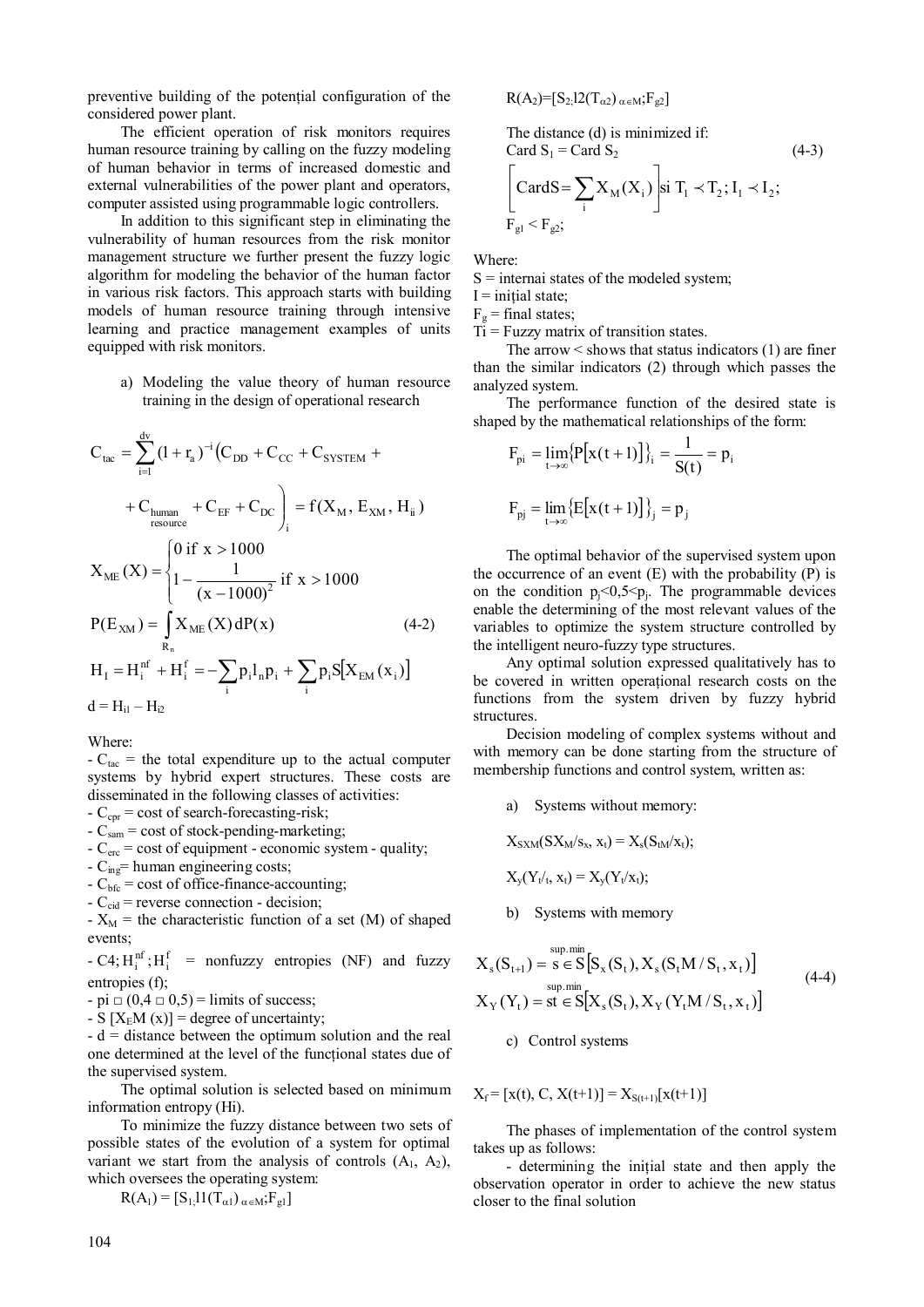preventive building of the potențial configuration of the considered power plant.

The efficient operation of risk monitors requires human resource training by calling on the fuzzy modeling of human behavior in terms of increased domestic and external vulnerabilities of the power plant and operators, computer assisted using programmable logic controllers.

In addition to this significant step in eliminating the vulnerability of human resources from the risk monitor management structure we further present the fuzzy logic algorithm for modeling the behavior of the human factor in various risk factors. This approach starts with building models of human resource training through intensive learning and practice management examples of units equipped with risk monitors.

a) Modeling the value theory of human resource training in the design of operational research

$$C_{tac} = \sum_{i=1}^{dv} (1+r_a)^{-i} \Big( C_{DD} + C_{CC} + C_{SYSTEM} + C_{\substack{human \\ resource}} + C_{EF} + C_{DC} \Big)_i = f(X_M, E_{XM}, H_{ii})$$

$$X_{ME}(X) = \begin{cases} 0 \text{ if } x > 1000 \\ 1 - \dfrac{1}{(x-1000)^2} \text{ if } x > 1000 \end{cases}$$

$$P(E_{XM}) = \int_{R_n} X_{ME}(X)\, dP(x) \tag{4-2}$$

$$H_I = H_i^{nf} + H_i^{f} = -\sum_i p_i l_n p_i + \sum_i p_i S[X_{EM}(x_i)]$$

$$d = H_{i1} - H_{i2}$$

Where:

- $C_{tac}$ = the total expenditure up to the actual computer systems by hybrid expert structures. These costs are disseminated in the following classes of activities:
- $C_{cpr}$ = cost of search-forecasting-risk;
- $C_{sam}$ = cost of stock-pending-marketing;
- $C_{erc}$ = cost of equipment - economic system - quality;
- $C_{ing}$= human engineering costs;
- $C_{bfc}$ = cost of office-finance-accounting;
- $C_{cid}$ = reverse connection - decision;
- $X_M$ = the characteristic function of a set (M) of shaped events;
- C4; $H_i^{nf}; H_i^{f}$ = nonfuzzy entropies (NF) and fuzzy entropies (f);
- pi □ (0,4 □ 0,5) = limits of success;
- S [$X_E$M (x)] = degree of uncertainty;
- d = distance between the optimum solution and the real one determined at the level of the funcțional states due of the supervised system.

The optimal solution is selected based on minimum information entropy (Hi).

To minimize the fuzzy distance between two sets of possible states of the evolution of a system for optimal variant we start from the analysis of controls ($A_1$, $A_2$), which oversees the operating system:

$R(A_1) = [S_1, l1(T_{\alpha 1})_{\alpha \in M}; F_{g1}]$

$R(A_2) = [S_2, l2(T_{\alpha 2})_{\alpha \in M}; F_{g2}]$

The distance (d) is minimized if:

$$\text{Card } S_1 = \text{Card } S_2 \tag{4-3}$$

$$\left[ \text{CardS} = \sum_i X_M(X_i) \right] \text{si } T_1 \prec T_2;\ I_1 \prec I_2;$$

$$F_{g1} < F_{g2};$$

Where:

S = internai states of the modeled system;

I = inițial state;

$F_g$ = final states;

Ti = Fuzzy matrix of transition states.

The arrow < shows that status indicators (1) are finer than the similar indicators (2) through which passes the analyzed system.

The performance function of the desired state is shaped by the mathematical relationships of the form:

$$F_{pi} = \lim_{t\to\infty} \{P[x(t+1)]\}_i = \frac{1}{S(t)} = p_i$$

$$F_{pj} = \lim_{t\to\infty} \{E[x(t+1)]\}_j = p_j$$

The optimal behavior of the supervised system upon the occurrence of an event (E) with the probability (P) is on the condition $p_j<0,5<p_j$. The programmable devices enable the determining of the most relevant values of the variables to optimize the system structure controlled by the intelligent neuro-fuzzy type structures.

Any optimal solution expressed qualitatively has to be covered in written operațional research costs on the functions from the system driven by fuzzy hybrid structures.

Decision modeling of complex systems without and with memory can be done starting from the structure of membership functions and control system, written as:

a) Systems without memory:

$X_{SXM}(SX_M/s_x, x_t) = X_s(S_{tM}/x_t)$;

$X_y(Y_{t/t}, x_t) = X_y(Y_t/x_t)$;

b) Systems with memory

$$X_s(S_{t+1}) = \overset{\text{sup.min}}{s \in S} [S_x(S_t), X_s(S_t M / S_t, x_t)]$$
$$X_Y(Y_t) = \overset{\text{sup.min}}{st \in S} [X_s(S_t), X_Y(Y_t M / S_t, x_t)] \tag{4-4}$$

c) Control systems

$X_f = [x(t), C, X(t+1)] = X_{S(t+1)}[x(t+1)]$

The phases of implementation of the control system takes up as follows:

- determining the inițial state and then apply the observation operator in order to achieve the new status closer to the final solution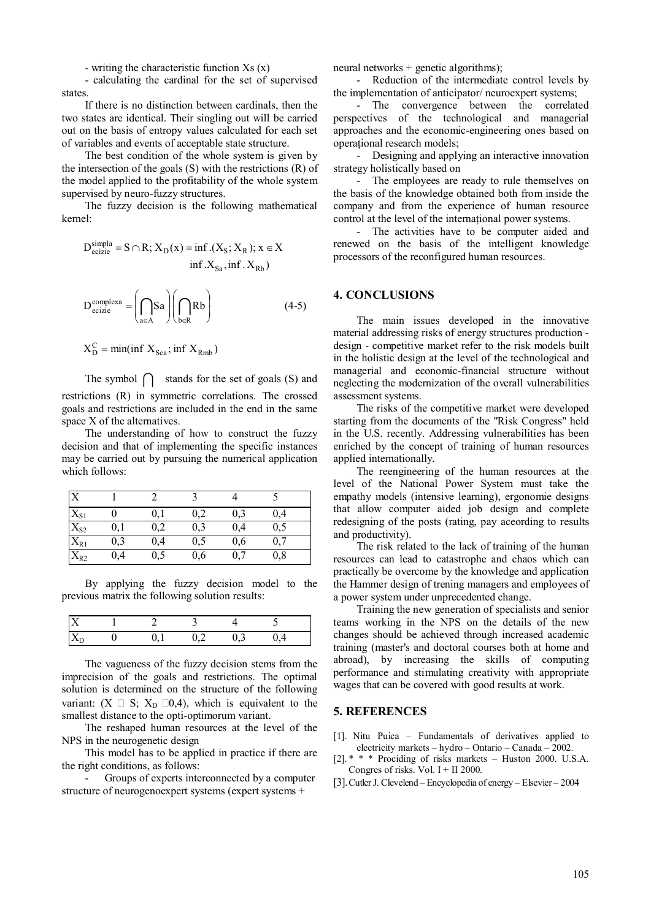- writing the characteristic function Xs (x)

- calculating the cardinal for the set of supervised states.

If there is no distinction between cardinals, then the two states are identical. Their singling out will be carried out on the basis of entropy values calculated for each set of variables and events of acceptable state structure.

The best condition of the whole system is given by the intersection of the goals (S) with the restrictions (R) of the model applied to the profitability of the whole system supervised by neuro-fuzzy structures.

The fuzzy decision is the following mathematical kernel:

$$D^{\text{simpla}}_{\text{ecizie}} = S \cap R;\ X_D(x) = \inf.(X_S; X_R);\ x \in X$$
$$\inf.X_{Sa}, \inf.X_{Rb})$$

$$D^{\text{complexa}}_{\text{ecizie}} = \left(\bigcap_{a \in A} Sa\right)\left(\bigcap_{b \in R} Rb\right) \qquad (4\text{-}5)$$

$$X^C_D = \min(\inf X_{Sca}; \inf X_{Rmb})$$

The symbol $\bigcap$ stands for the set of goals (S) and restrictions (R) in symmetric correlations. The crossed goals and restrictions are included in the end in the same space X of the alternatives.

The understanding of how to construct the fuzzy decision and that of implementing the specific instances may be carried out by pursuing the numerical application which follows:

| X | 1 | 2 | 3 | 4 | 5 |
|---|---|---|---|---|---|
| $X_{S1}$ | 0 | 0,1 | 0,2 | 0,3 | 0,4 |
| $X_{S2}$ | 0,1 | 0,2 | 0,3 | 0,4 | 0,5 |
| $X_{R1}$ | 0,3 | 0,4 | 0,5 | 0,6 | 0,7 |
| $X_{R2}$ | 0,4 | 0,5 | 0,6 | 0,7 | 0,8 |

By applying the fuzzy decision model to the previous matrix the following solution results:

| X | 1 | 2 | 3 | 4 | 5 |
|---|---|---|---|---|---|
| $X_D$ | 0 | 0,1 | 0,2 | 0,3 | 0,4 |

The vagueness of the fuzzy decision stems from the imprecision of the goals and restrictions. The optimal solution is determined on the structure of the following variant: (X □ S; $X_D$ □0,4), which is equivalent to the smallest distance to the opti-optimorum variant.

The reshaped human resources at the level of the NPS in the neurogenetic design

This model has to be applied in practice if there are the right conditions, as follows:

- Groups of experts interconnected by a computer structure of neurogenoexpert systems (expert systems + neural networks + genetic algorithms);
- Reduction of the intermediate control levels by the implementation of anticipator/ neuroexpert systems;
- The convergence between the correlated perspectives of the technological and managerial approaches and the economic-engineering ones based on operaţional research models;
- Designing and applying an interactive innovation strategy holistically based on
- The employees are ready to rule themselves on the basis of the knowledge obtained both from inside the company and from the experience of human resource control at the level of the internaţional power systems.
- The activities have to be computer aided and renewed on the basis of the intelligent knowledge processors of the reconfigured human resources.

## 4. CONCLUSIONS

The main issues developed in the innovative material addressing risks of energy structures production - design - competitive market refer to the risk models built in the holistic design at the level of the technological and managerial and economic-financial structure without neglecting the modernization of the overall vulnerabilities assessment systems.

The risks of the competitive market were developed starting from the documents of the "Risk Congress" held in the U.S. recently. Addressing vulnerabilities has been enriched by the concept of training of human resources applied internationally.

The reengineering of the human resources at the level of the National Power System must take the empathy models (intensive learning), ergonomie designs that allow computer aided job design and complete redesigning of the posts (rating, pay aceording to results and productivity).

The risk related to the lack of training of the human resources can lead to catastrophe and chaos which can practically be overcome by the knowledge and application the Hammer design of trening managers and employees of a power system under unprecedented change.

Training the new generation of specialists and senior teams working in the NPS on the details of the new changes should be achieved through increased academic training (master's and doctoral courses both at home and abroad), by increasing the skills of computing performance and stimulating creativity with appropriate wages that can be covered with good results at work.

## 5. REFERENCES

[1]. Nitu Puica – Fundamentals of derivatives applied to electricity markets – hydro – Ontario – Canada – 2002.

[2]. * * * Prociding of risks markets – Huston 2000. U.S.A. Congres of risks. Vol. I + II 2000.

[3]. Cutler J. Clevelend – Encyclopedia of energy – Elsevier – 2004